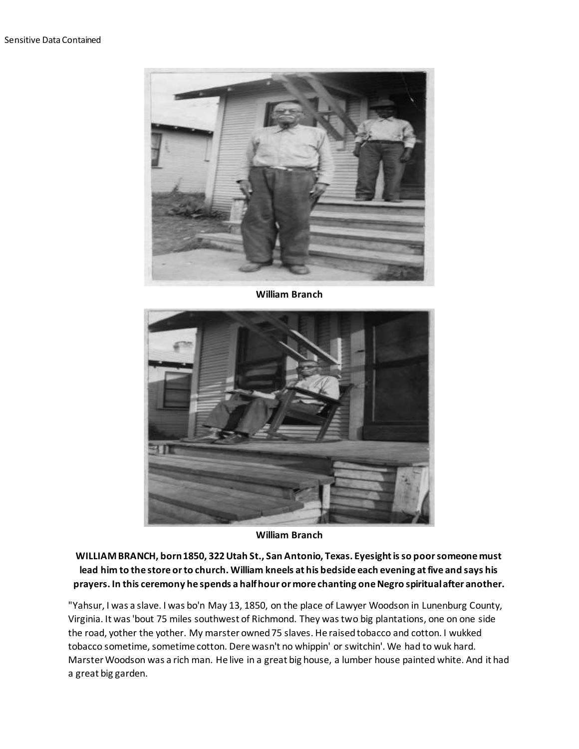Sensitive Data Contained

William Branch

William Branch

**WILLIAM BRANCH, born 1850, 322 Utah St., San Antonio, Texas. Eyesight is so poor someone must lead him to the store or to church. William kneels at his bedside each evening at five and says his prayers. In this ceremony he spends a half hour or more chanting one Negro spiritual after another.**

"Yahsur, I was a slave. I was bo'n May 13, 1850, on the place of Lawyer Woodson in Lunenburg County, Virginia. It was 'bout 75 miles southwest of Richmond. They was two big plantations, one on one side the road, yother the yother. My marster owned 75 slaves. He raised tobacco and cotton. I wukked tobacco sometime, sometime cotton. Dere wasn't no whippin' or switchin'. We had to wuk hard. Marster Woodson was a rich man. He live in a great big house, a lumber house painted white. And it had a great big garden.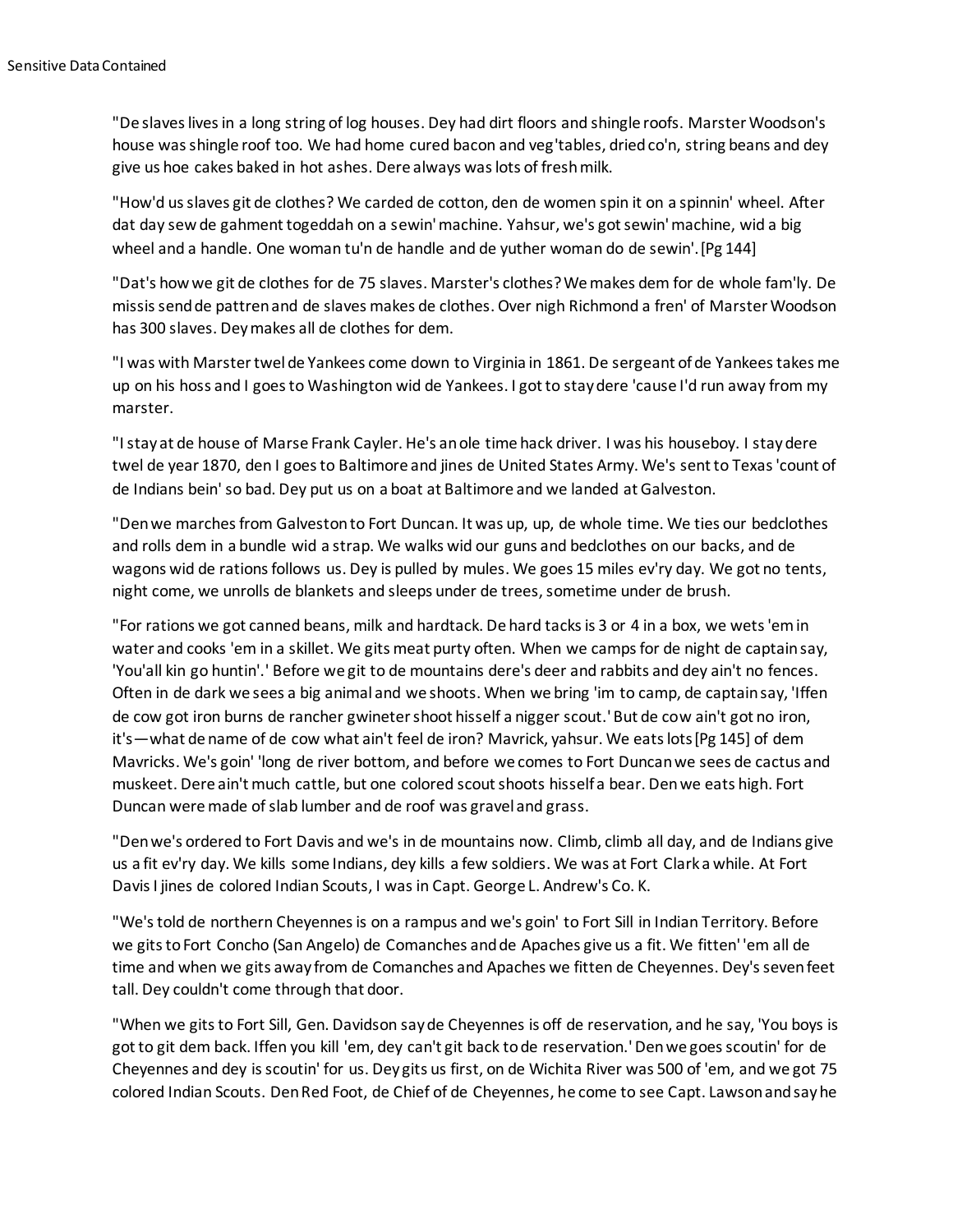"De slaves lives in a long string of log houses. Dey had dirt floors and shingle roofs. Marster Woodson's house was shingle roof too. We had home cured bacon and veg'tables, dried co'n, string beans and dey give us hoe cakes baked in hot ashes. Dere always was lots of fresh milk.

"How'd us slaves git de clothes? We carded de cotton, den de women spin it on a spinnin' wheel. After dat day sew de gahment togeddah on a sewin' machine. Yahsur, we's got sewin' machine, wid a big wheel and a handle. One woman tu'n de handle and de yuther woman do de sewin'. [Pg 144]

"Dat's how we git de clothes for de 75 slaves. Marster's clothes? We makes dem for de whole fam'ly. De missis send de pattren and de slaves makes de clothes. Over nigh Richmond a fren' of Marster Woodson has 300 slaves. Dey makes all de clothes for dem.

"I was with Marster twel de Yankees come down to Virginia in 1861. De sergeant of de Yankees takes me up on his hoss and I goes to Washington wid de Yankees. I got to stay dere 'cause I'd run away from my marster.

"I stay at de house of Marse Frank Cayler. He's an ole time hack driver. I was his houseboy. I stay dere twel de year 1870, den I goes to Baltimore and jines de United States Army. We's sent to Texas 'count of de Indians bein' so bad. Dey put us on a boat at Baltimore and we landed at Galveston.

"Den we marches from Galveston to Fort Duncan. It was up, up, de whole time. We ties our bedclothes and rolls dem in a bundle wid a strap. We walks wid our guns and bedclothes on our backs, and de wagons wid de rations follows us. Dey is pulled by mules. We goes 15 miles ev'ry day. We got no tents, night come, we unrolls de blankets and sleeps under de trees, sometime under de brush.

"For rations we got canned beans, milk and hardtack. De hard tacks is 3 or 4 in a box, we wets 'em in water and cooks 'em in a skillet. We gits meat purty often. When we camps for de night de captain say, 'You'all kin go huntin'.' Before we git to de mountains dere's deer and rabbits and dey ain't no fences. Often in de dark we sees a big animal and we shoots. When we bring 'im to camp, de captain say, 'Iffen de cow got iron burns de rancher gwineter shoot hisself a nigger scout.' But de cow ain't got no iron, it's—what de name of de cow what ain't feel de iron? Mavrick, yahsur. We eats lots [Pg 145] of dem Mavricks. We's goin' 'long de river bottom, and before we comes to Fort Duncan we sees de cactus and muskeet. Dere ain't much cattle, but one colored scout shoots hisself a bear. Den we eats high. Fort Duncan were made of slab lumber and de roof was gravel and grass.

"Den we's ordered to Fort Davis and we's in de mountains now. Climb, climb all day, and de Indians give us a fit ev'ry day. We kills some Indians, dey kills a few soldiers. We was at Fort Clark a while. At Fort Davis I jines de colored Indian Scouts, I was in Capt. George L. Andrew's Co. K.

"We's told de northern Cheyennes is on a rampus and we's goin' to Fort Sill in Indian Territory. Before we gits to Fort Concho (San Angelo) de Comanches and de Apaches give us a fit. We fitten' 'em all de time and when we gits away from de Comanches and Apaches we fitten de Cheyennes. Dey's seven feet tall. Dey couldn't come through that door.

"When we gits to Fort Sill, Gen. Davidson say de Cheyennes is off de reservation, and he say, 'You boys is got to git dem back. Iffen you kill 'em, dey can't git back to de reservation.' Den we goes scoutin' for de Cheyennes and dey is scoutin' for us. Dey gits us first, on de Wichita River was 500 of 'em, and we got 75 colored Indian Scouts. Den Red Foot, de Chief of de Cheyennes, he come to see Capt. Lawson and say he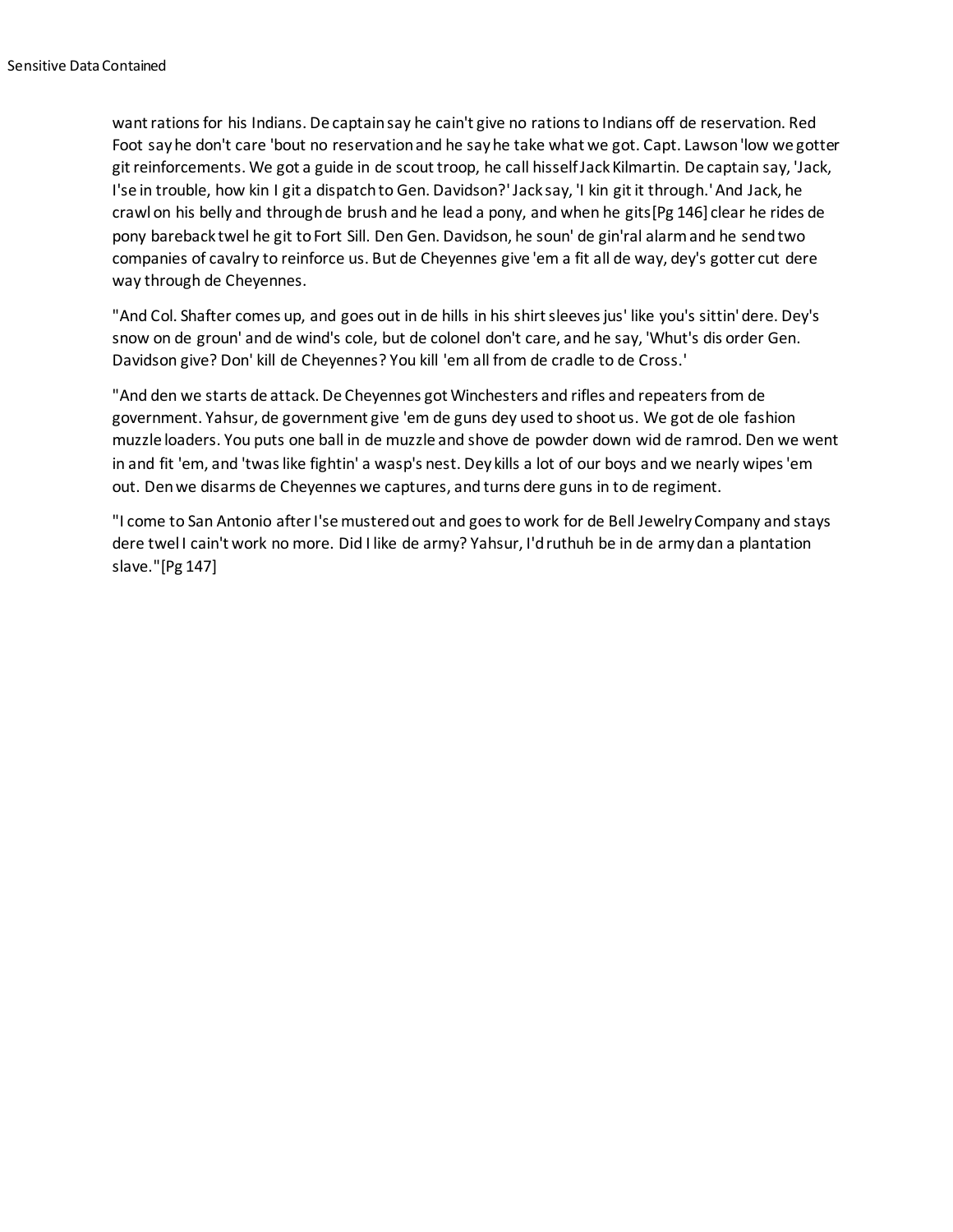want rations for his Indians. De captain say he cain't give no rations to Indians off de reservation. Red Foot say he don't care 'bout no reservation and he say he take what we got. Capt. Lawson 'low we gotter git reinforcements. We got a guide in de scout troop, he call hisself Jack Kilmartin. De captain say, 'Jack, I'se in trouble, how kin I git a dispatch to Gen. Davidson?' Jack say, 'I kin git it through.' And Jack, he crawl on his belly and through de brush and he lead a pony, and when he gits[Pg 146] clear he rides de pony bareback twel he git to Fort Sill. Den Gen. Davidson, he soun' de gin'ral alarm and he send two companies of cavalry to reinforce us. But de Cheyennes give 'em a fit all de way, dey's gotter cut dere way through de Cheyennes.

"And Col. Shafter comes up, and goes out in de hills in his shirt sleeves jus' like you's sittin' dere. Dey's snow on de groun' and de wind's cole, but de colonel don't care, and he say, 'Whut's dis order Gen. Davidson give? Don' kill de Cheyennes? You kill 'em all from de cradle to de Cross.'

"And den we starts de attack. De Cheyennes got Winchesters and rifles and repeaters from de government. Yahsur, de government give 'em de guns dey used to shoot us. We got de ole fashion muzzle loaders. You puts one ball in de muzzle and shove de powder down wid de ramrod. Den we went in and fit 'em, and 'twas like fightin' a wasp's nest. Dey kills a lot of our boys and we nearly wipes 'em out. Den we disarms de Cheyennes we captures, and turns dere guns in to de regiment.

"I come to San Antonio after I'se mustered out and goes to work for de Bell Jewelry Company and stays dere twel I cain't work no more. Did I like de army? Yahsur, I'd ruthuh be in de army dan a plantation slave."[Pg 147]